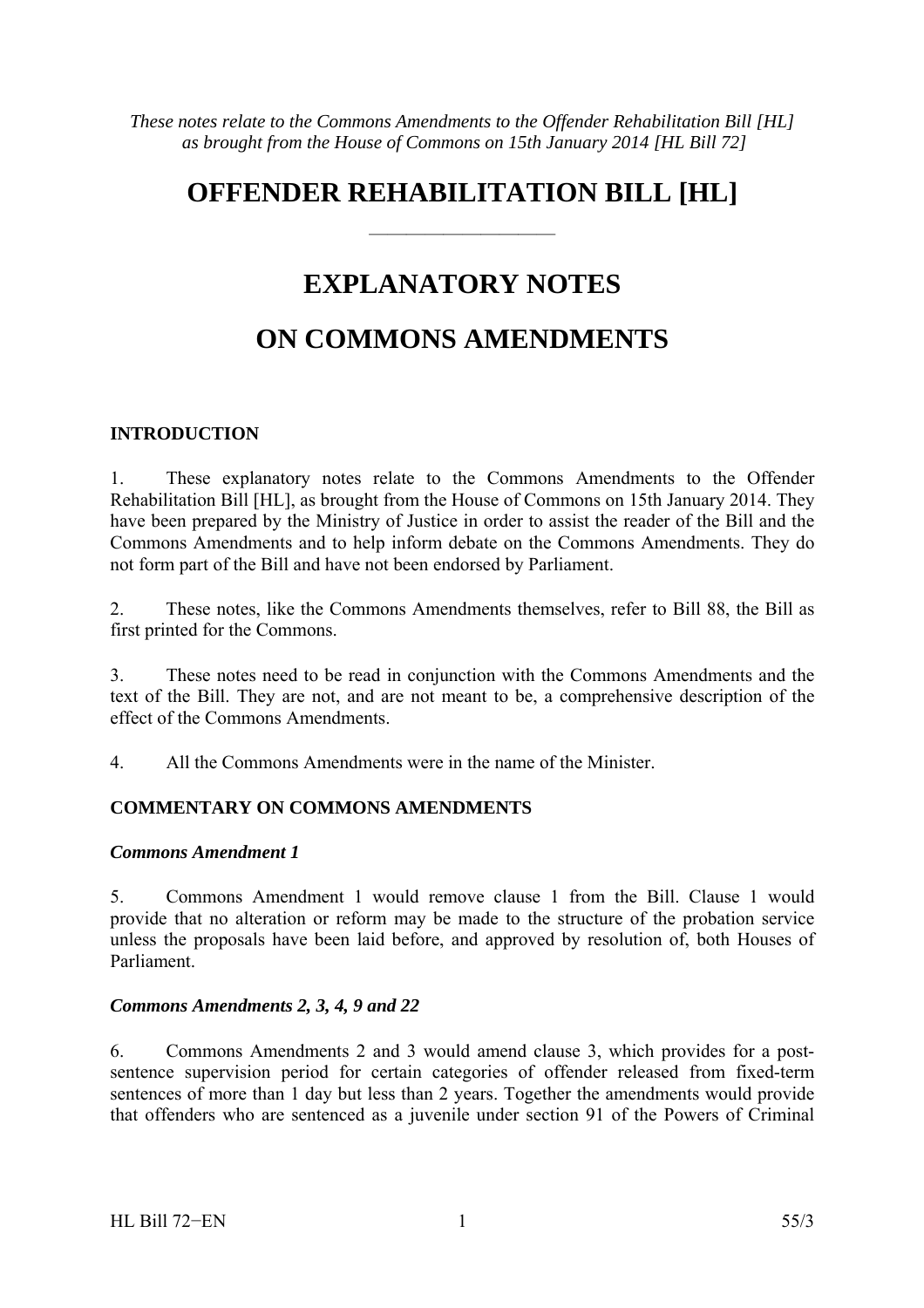*These notes relate to the Commons Amendments to the Offender Rehabilitation Bill [HL] as brought from the House of Commons on 15th January 2014 [HL Bill 72]*

# OFFENDER REHABILITATION BILL [HL]

---

# EXPLANATORY NOTES

# ON COMMONS AMENDMENTS

## INTRODUCTION

1. These explanatory notes relate to the Commons Amendments to the Offender Rehabilitation Bill [HL], as brought from the House of Commons on 15th January 2014. They have been prepared by the Ministry of Justice in order to assist the reader of the Bill and the Commons Amendments and to help inform debate on the Commons Amendments. They do not form part of the Bill and have not been endorsed by Parliament.

2. These notes, like the Commons Amendments themselves, refer to Bill 88, the Bill as first printed for the Commons.

3. These notes need to be read in conjunction with the Commons Amendments and the text of the Bill. They are not, and are not meant to be, a comprehensive description of the effect of the Commons Amendments.

4. All the Commons Amendments were in the name of the Minister.

## COMMENTARY ON COMMONS AMENDMENTS

### *Commons Amendment 1*

5. Commons Amendment 1 would remove clause 1 from the Bill. Clause 1 would provide that no alteration or reform may be made to the structure of the probation service unless the proposals have been laid before, and approved by resolution of, both Houses of Parliament.

### *Commons Amendments 2, 3, 4, 9 and 22*

6. Commons Amendments 2 and 3 would amend clause 3, which provides for a post-sentence supervision period for certain categories of offender released from fixed-term sentences of more than 1 day but less than 2 years. Together the amendments would provide that offenders who are sentenced as a juvenile under section 91 of the Powers of Criminal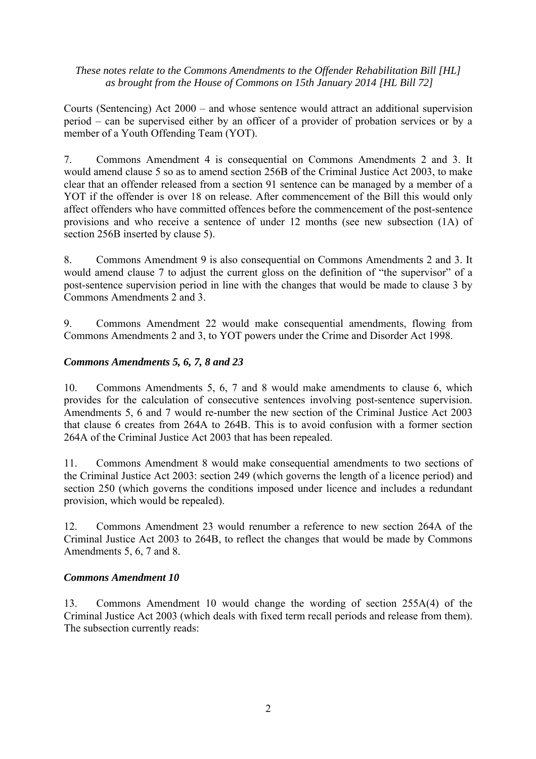Courts (Sentencing) Act 2000 – and whose sentence would attract an additional supervision period – can be supervised either by an officer of a provider of probation services or by a member of a Youth Offending Team (YOT).

7. Commons Amendment 4 is consequential on Commons Amendments 2 and 3. It would amend clause 5 so as to amend section 256B of the Criminal Justice Act 2003, to make clear that an offender released from a section 91 sentence can be managed by a member of a YOT if the offender is over 18 on release. After commencement of the Bill this would only affect offenders who have committed offences before the commencement of the post-sentence provisions and who receive a sentence of under 12 months (see new subsection (1A) of section 256B inserted by clause 5).

8. Commons Amendment 9 is also consequential on Commons Amendments 2 and 3. It would amend clause 7 to adjust the current gloss on the definition of "the supervisor" of a post-sentence supervision period in line with the changes that would be made to clause 3 by Commons Amendments 2 and 3.

9. Commons Amendment 22 would make consequential amendments, flowing from Commons Amendments 2 and 3, to YOT powers under the Crime and Disorder Act 1998.

### *Commons Amendments 5, 6, 7, 8 and 23*

10. Commons Amendments 5, 6, 7 and 8 would make amendments to clause 6, which provides for the calculation of consecutive sentences involving post-sentence supervision. Amendments 5, 6 and 7 would re-number the new section of the Criminal Justice Act 2003 that clause 6 creates from 264A to 264B. This is to avoid confusion with a former section 264A of the Criminal Justice Act 2003 that has been repealed.

11. Commons Amendment 8 would make consequential amendments to two sections of the Criminal Justice Act 2003: section 249 (which governs the length of a licence period) and section 250 (which governs the conditions imposed under licence and includes a redundant provision, which would be repealed).

12. Commons Amendment 23 would renumber a reference to new section 264A of the Criminal Justice Act 2003 to 264B, to reflect the changes that would be made by Commons Amendments 5, 6, 7 and 8.

### *Commons Amendment 10*

13. Commons Amendment 10 would change the wording of section 255A(4) of the Criminal Justice Act 2003 (which deals with fixed term recall periods and release from them). The subsection currently reads: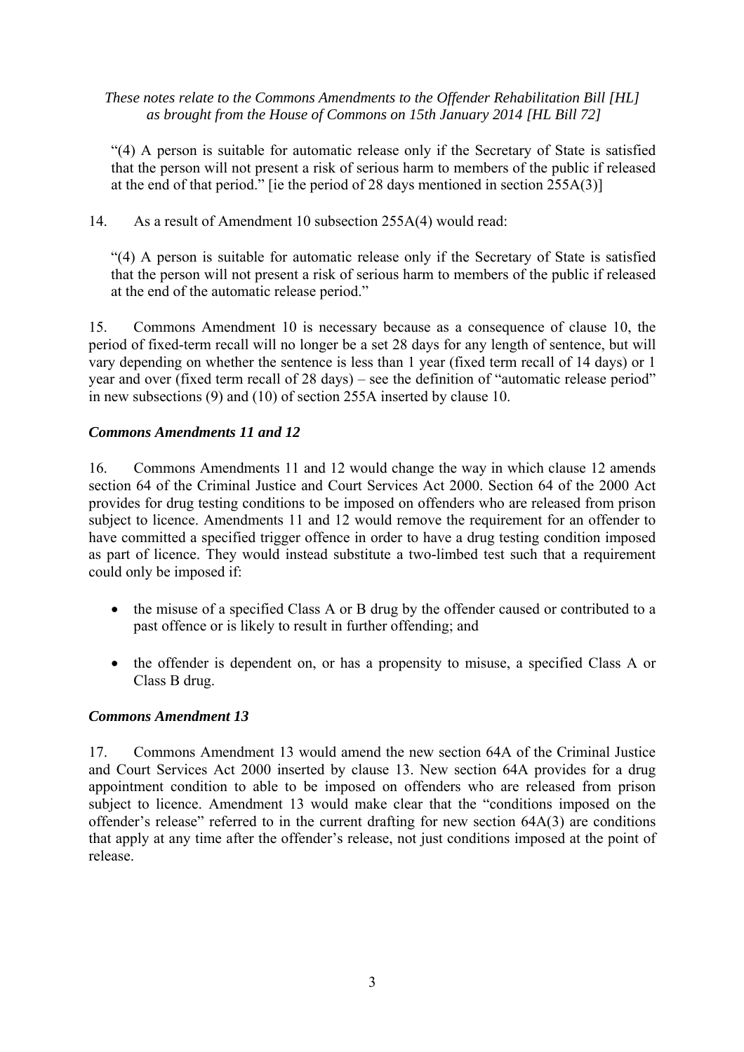“(4) A person is suitable for automatic release only if the Secretary of State is satisfied that the person will not present a risk of serious harm to members of the public if released at the end of that period.” [ie the period of 28 days mentioned in section 255A(3)]

14. As a result of Amendment 10 subsection 255A(4) would read:

“(4) A person is suitable for automatic release only if the Secretary of State is satisfied that the person will not present a risk of serious harm to members of the public if released at the end of the automatic release period.”

15. Commons Amendment 10 is necessary because as a consequence of clause 10, the period of fixed-term recall will no longer be a set 28 days for any length of sentence, but will vary depending on whether the sentence is less than 1 year (fixed term recall of 14 days) or 1 year and over (fixed term recall of 28 days) – see the definition of “automatic release period” in new subsections (9) and (10) of section 255A inserted by clause 10.

### *Commons Amendments 11 and 12*

16. Commons Amendments 11 and 12 would change the way in which clause 12 amends section 64 of the Criminal Justice and Court Services Act 2000. Section 64 of the 2000 Act provides for drug testing conditions to be imposed on offenders who are released from prison subject to licence. Amendments 11 and 12 would remove the requirement for an offender to have committed a specified trigger offence in order to have a drug testing condition imposed as part of licence. They would instead substitute a two-limbed test such that a requirement could only be imposed if:

- the misuse of a specified Class A or B drug by the offender caused or contributed to a past offence or is likely to result in further offending; and
- the offender is dependent on, or has a propensity to misuse, a specified Class A or Class B drug.

### *Commons Amendment 13*

17. Commons Amendment 13 would amend the new section 64A of the Criminal Justice and Court Services Act 2000 inserted by clause 13. New section 64A provides for a drug appointment condition to able to be imposed on offenders who are released from prison subject to licence. Amendment 13 would make clear that the “conditions imposed on the offender’s release” referred to in the current drafting for new section 64A(3) are conditions that apply at any time after the offender’s release, not just conditions imposed at the point of release.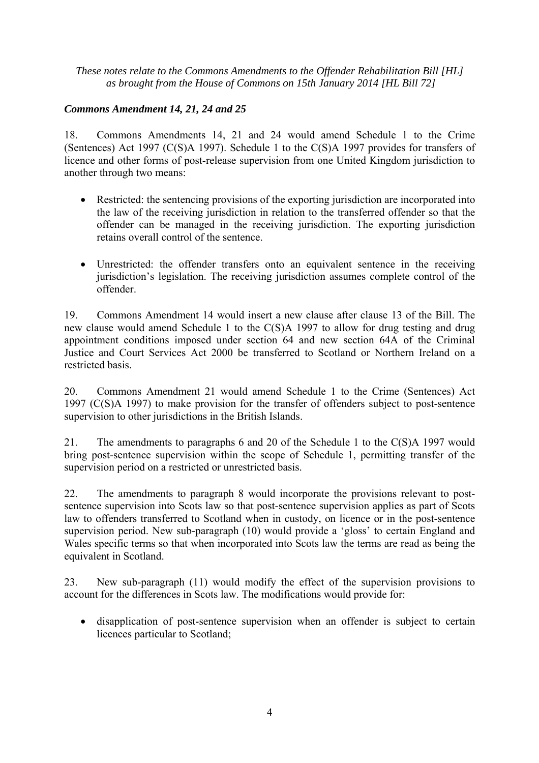*These notes relate to the Commons Amendments to the Offender Rehabilitation Bill [HL] as brought from the House of Commons on 15th January 2014 [HL Bill 72]*

***Commons Amendment 14, 21, 24 and 25***

18. Commons Amendments 14, 21 and 24 would amend Schedule 1 to the Crime (Sentences) Act 1997 (C(S)A 1997). Schedule 1 to the C(S)A 1997 provides for transfers of licence and other forms of post-release supervision from one United Kingdom jurisdiction to another through two means:

- Restricted: the sentencing provisions of the exporting jurisdiction are incorporated into the law of the receiving jurisdiction in relation to the transferred offender so that the offender can be managed in the receiving jurisdiction. The exporting jurisdiction retains overall control of the sentence.
- Unrestricted: the offender transfers onto an equivalent sentence in the receiving jurisdiction's legislation. The receiving jurisdiction assumes complete control of the offender.

19. Commons Amendment 14 would insert a new clause after clause 13 of the Bill. The new clause would amend Schedule 1 to the C(S)A 1997 to allow for drug testing and drug appointment conditions imposed under section 64 and new section 64A of the Criminal Justice and Court Services Act 2000 be transferred to Scotland or Northern Ireland on a restricted basis.

20. Commons Amendment 21 would amend Schedule 1 to the Crime (Sentences) Act 1997 (C(S)A 1997) to make provision for the transfer of offenders subject to post-sentence supervision to other jurisdictions in the British Islands.

21. The amendments to paragraphs 6 and 20 of the Schedule 1 to the C(S)A 1997 would bring post-sentence supervision within the scope of Schedule 1, permitting transfer of the supervision period on a restricted or unrestricted basis.

22. The amendments to paragraph 8 would incorporate the provisions relevant to post-sentence supervision into Scots law so that post-sentence supervision applies as part of Scots law to offenders transferred to Scotland when in custody, on licence or in the post-sentence supervision period. New sub-paragraph (10) would provide a 'gloss' to certain England and Wales specific terms so that when incorporated into Scots law the terms are read as being the equivalent in Scotland.

23. New sub-paragraph (11) would modify the effect of the supervision provisions to account for the differences in Scots law. The modifications would provide for:

- disapplication of post-sentence supervision when an offender is subject to certain licences particular to Scotland;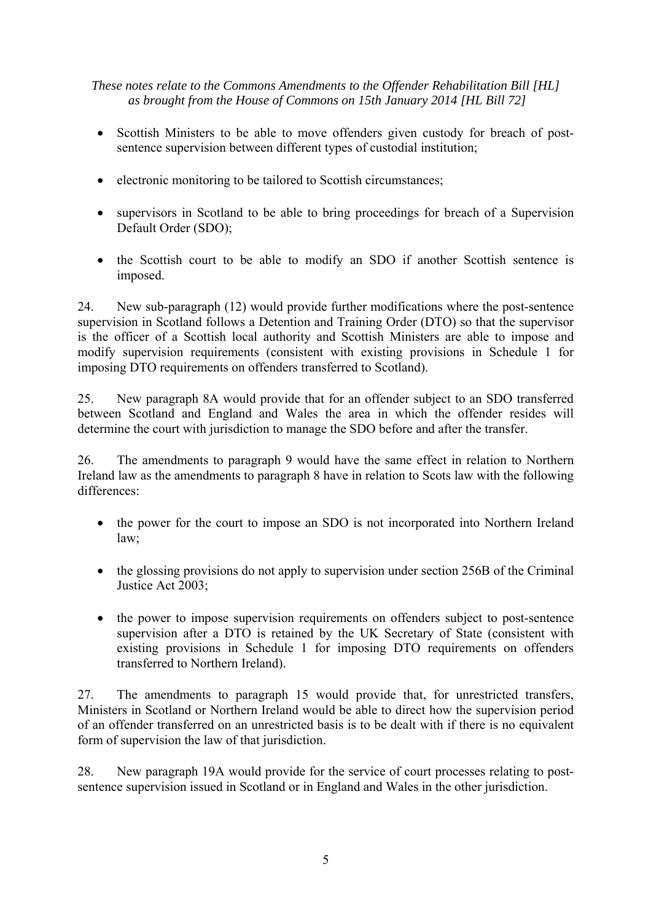*These notes relate to the Commons Amendments to the Offender Rehabilitation Bill [HL] as brought from the House of Commons on 15th January 2014 [HL Bill 72]*

- Scottish Ministers to be able to move offenders given custody for breach of post-sentence supervision between different types of custodial institution;
- electronic monitoring to be tailored to Scottish circumstances;
- supervisors in Scotland to be able to bring proceedings for breach of a Supervision Default Order (SDO);
- the Scottish court to be able to modify an SDO if another Scottish sentence is imposed.

24. New sub-paragraph (12) would provide further modifications where the post-sentence supervision in Scotland follows a Detention and Training Order (DTO) so that the supervisor is the officer of a Scottish local authority and Scottish Ministers are able to impose and modify supervision requirements (consistent with existing provisions in Schedule 1 for imposing DTO requirements on offenders transferred to Scotland).

25. New paragraph 8A would provide that for an offender subject to an SDO transferred between Scotland and England and Wales the area in which the offender resides will determine the court with jurisdiction to manage the SDO before and after the transfer.

26. The amendments to paragraph 9 would have the same effect in relation to Northern Ireland law as the amendments to paragraph 8 have in relation to Scots law with the following differences:

- the power for the court to impose an SDO is not incorporated into Northern Ireland law;
- the glossing provisions do not apply to supervision under section 256B of the Criminal Justice Act 2003;
- the power to impose supervision requirements on offenders subject to post-sentence supervision after a DTO is retained by the UK Secretary of State (consistent with existing provisions in Schedule 1 for imposing DTO requirements on offenders transferred to Northern Ireland).

27. The amendments to paragraph 15 would provide that, for unrestricted transfers, Ministers in Scotland or Northern Ireland would be able to direct how the supervision period of an offender transferred on an unrestricted basis is to be dealt with if there is no equivalent form of supervision the law of that jurisdiction.

28. New paragraph 19A would provide for the service of court processes relating to post-sentence supervision issued in Scotland or in England and Wales in the other jurisdiction.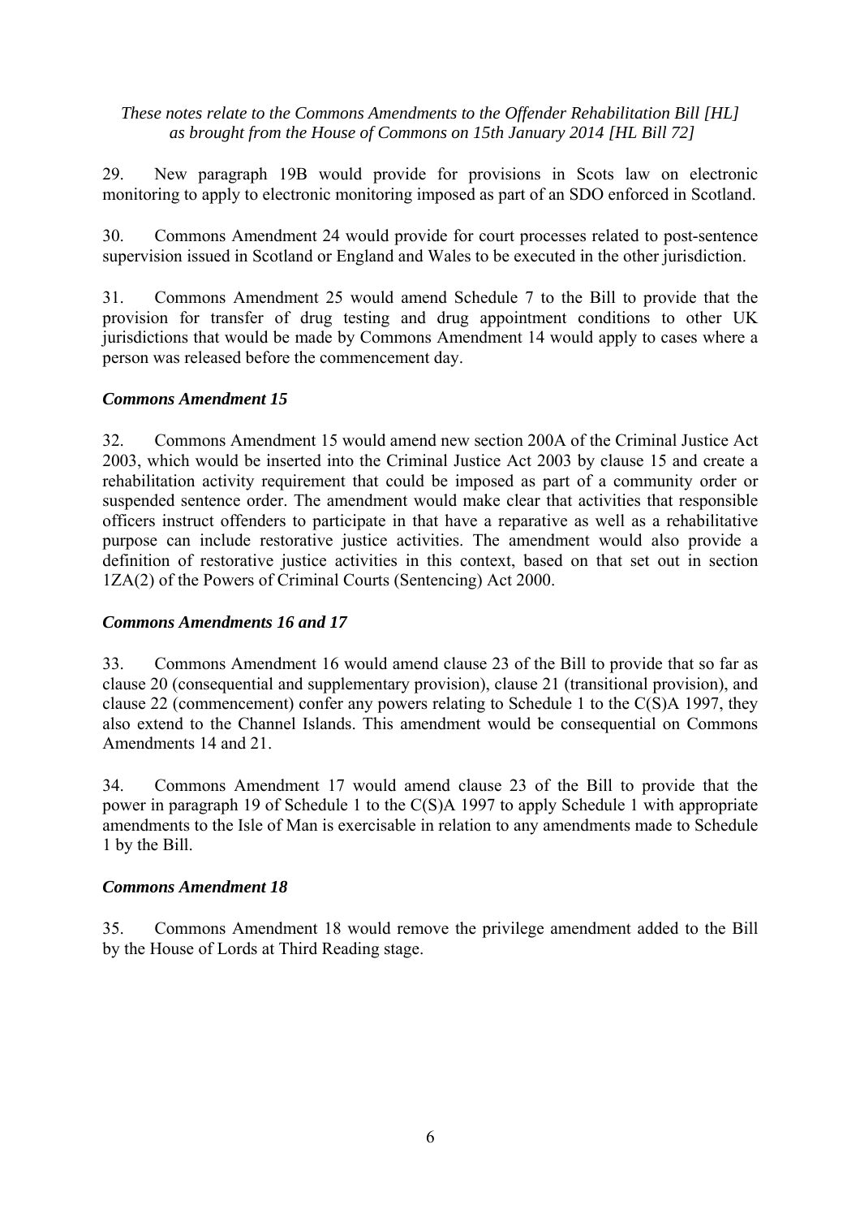*These notes relate to the Commons Amendments to the Offender Rehabilitation Bill [HL] as brought from the House of Commons on 15th January 2014 [HL Bill 72]*

29. New paragraph 19B would provide for provisions in Scots law on electronic monitoring to apply to electronic monitoring imposed as part of an SDO enforced in Scotland.

30. Commons Amendment 24 would provide for court processes related to post-sentence supervision issued in Scotland or England and Wales to be executed in the other jurisdiction.

31. Commons Amendment 25 would amend Schedule 7 to the Bill to provide that the provision for transfer of drug testing and drug appointment conditions to other UK jurisdictions that would be made by Commons Amendment 14 would apply to cases where a person was released before the commencement day.

### *Commons Amendment 15*

32. Commons Amendment 15 would amend new section 200A of the Criminal Justice Act 2003, which would be inserted into the Criminal Justice Act 2003 by clause 15 and create a rehabilitation activity requirement that could be imposed as part of a community order or suspended sentence order. The amendment would make clear that activities that responsible officers instruct offenders to participate in that have a reparative as well as a rehabilitative purpose can include restorative justice activities. The amendment would also provide a definition of restorative justice activities in this context, based on that set out in section 1ZA(2) of the Powers of Criminal Courts (Sentencing) Act 2000.

### *Commons Amendments 16 and 17*

33. Commons Amendment 16 would amend clause 23 of the Bill to provide that so far as clause 20 (consequential and supplementary provision), clause 21 (transitional provision), and clause 22 (commencement) confer any powers relating to Schedule 1 to the C(S)A 1997, they also extend to the Channel Islands. This amendment would be consequential on Commons Amendments 14 and 21.

34. Commons Amendment 17 would amend clause 23 of the Bill to provide that the power in paragraph 19 of Schedule 1 to the C(S)A 1997 to apply Schedule 1 with appropriate amendments to the Isle of Man is exercisable in relation to any amendments made to Schedule 1 by the Bill.

### *Commons Amendment 18*

35. Commons Amendment 18 would remove the privilege amendment added to the Bill by the House of Lords at Third Reading stage.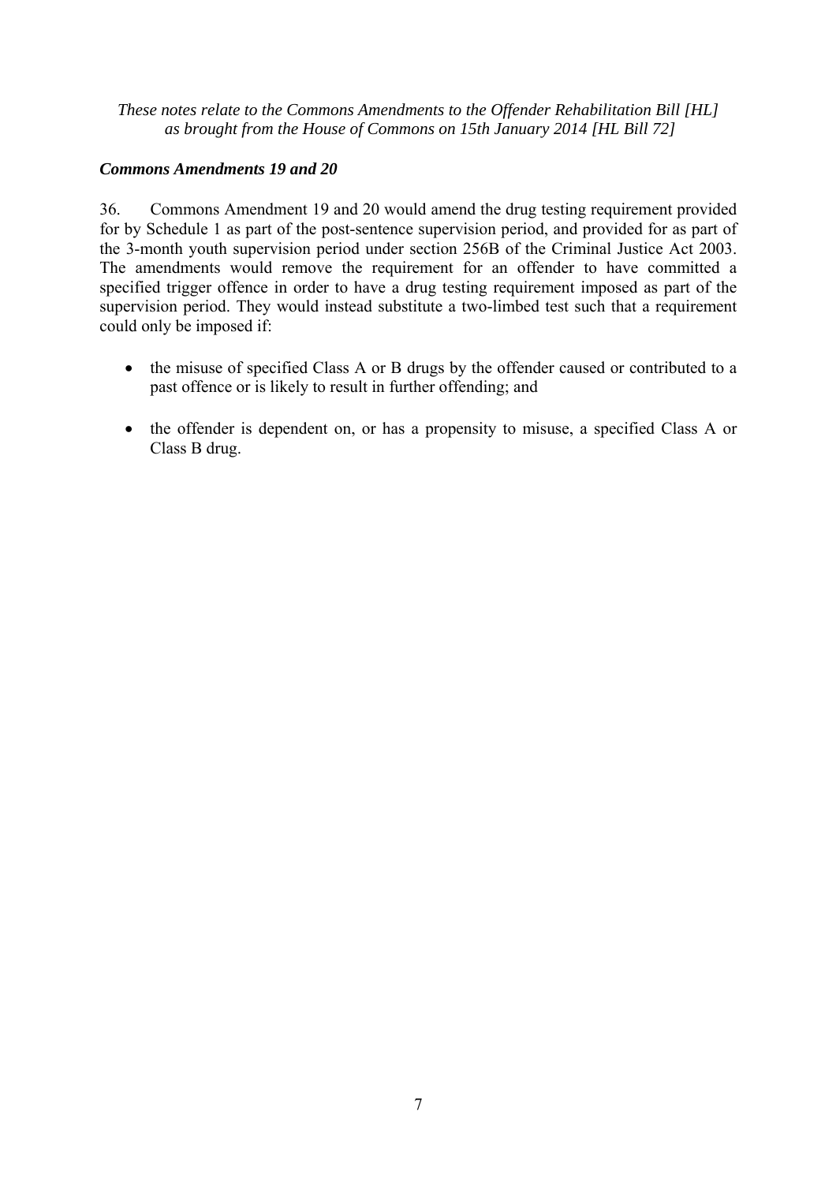*These notes relate to the Commons Amendments to the Offender Rehabilitation Bill [HL] as brought from the House of Commons on 15th January 2014 [HL Bill 72]*

***Commons Amendments 19 and 20***

36. Commons Amendment 19 and 20 would amend the drug testing requirement provided for by Schedule 1 as part of the post-sentence supervision period, and provided for as part of the 3-month youth supervision period under section 256B of the Criminal Justice Act 2003. The amendments would remove the requirement for an offender to have committed a specified trigger offence in order to have a drug testing requirement imposed as part of the supervision period. They would instead substitute a two-limbed test such that a requirement could only be imposed if:

- the misuse of specified Class A or B drugs by the offender caused or contributed to a past offence or is likely to result in further offending; and
- the offender is dependent on, or has a propensity to misuse, a specified Class A or Class B drug.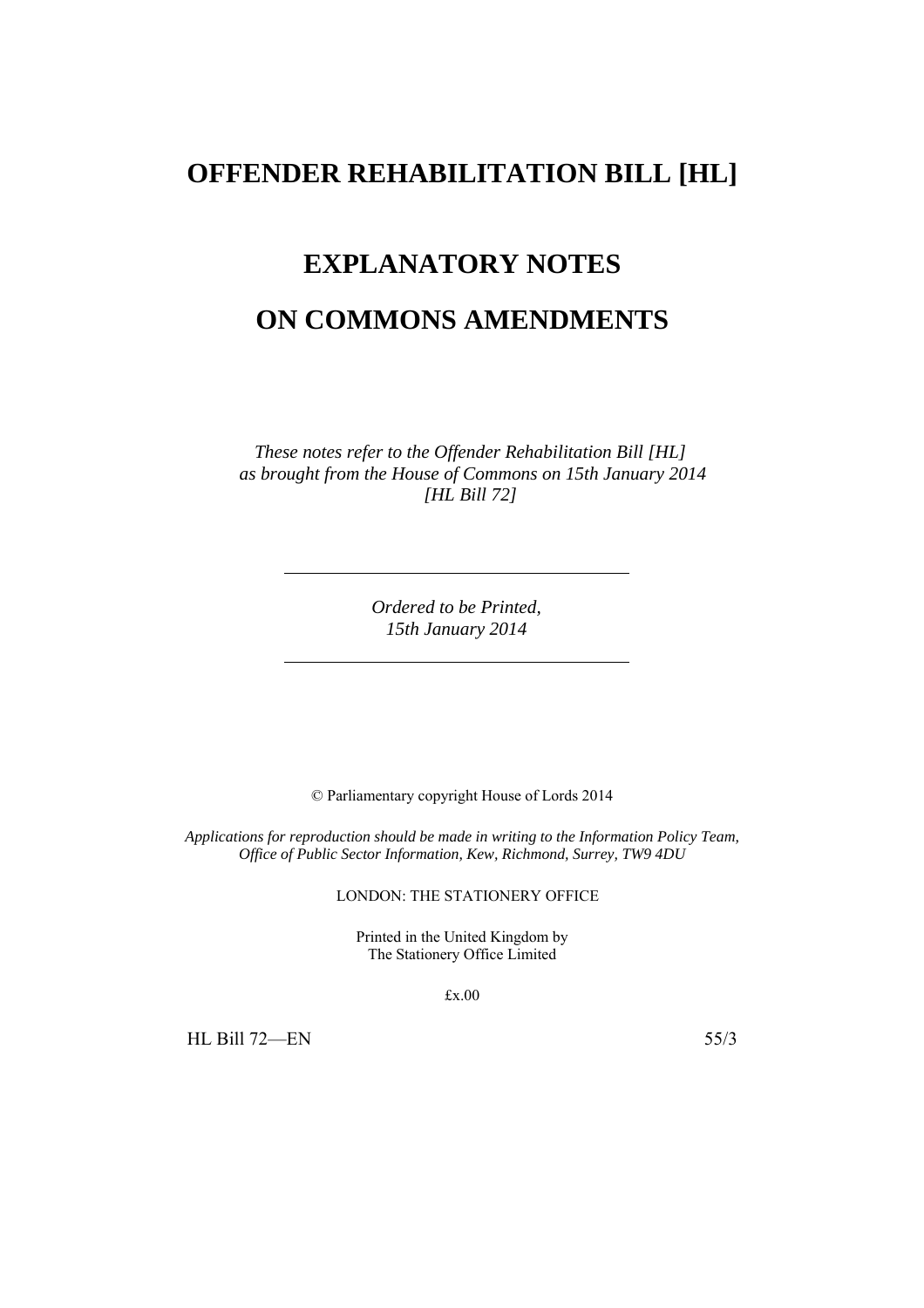# OFFENDER REHABILITATION BILL [HL]

# EXPLANATORY NOTES

# ON COMMONS AMENDMENTS

*These notes refer to the Offender Rehabilitation Bill [HL] as brought from the House of Commons on 15th January 2014 [HL Bill 72]*

---

*Ordered to be Printed, 15th January 2014*

---

© Parliamentary copyright House of Lords 2014

*Applications for reproduction should be made in writing to the Information Policy Team, Office of Public Sector Information, Kew, Richmond, Surrey, TW9 4DU*

LONDON: THE STATIONERY OFFICE

Printed in the United Kingdom by The Stationery Office Limited

£x.00

HL Bill 72—EN 55/3